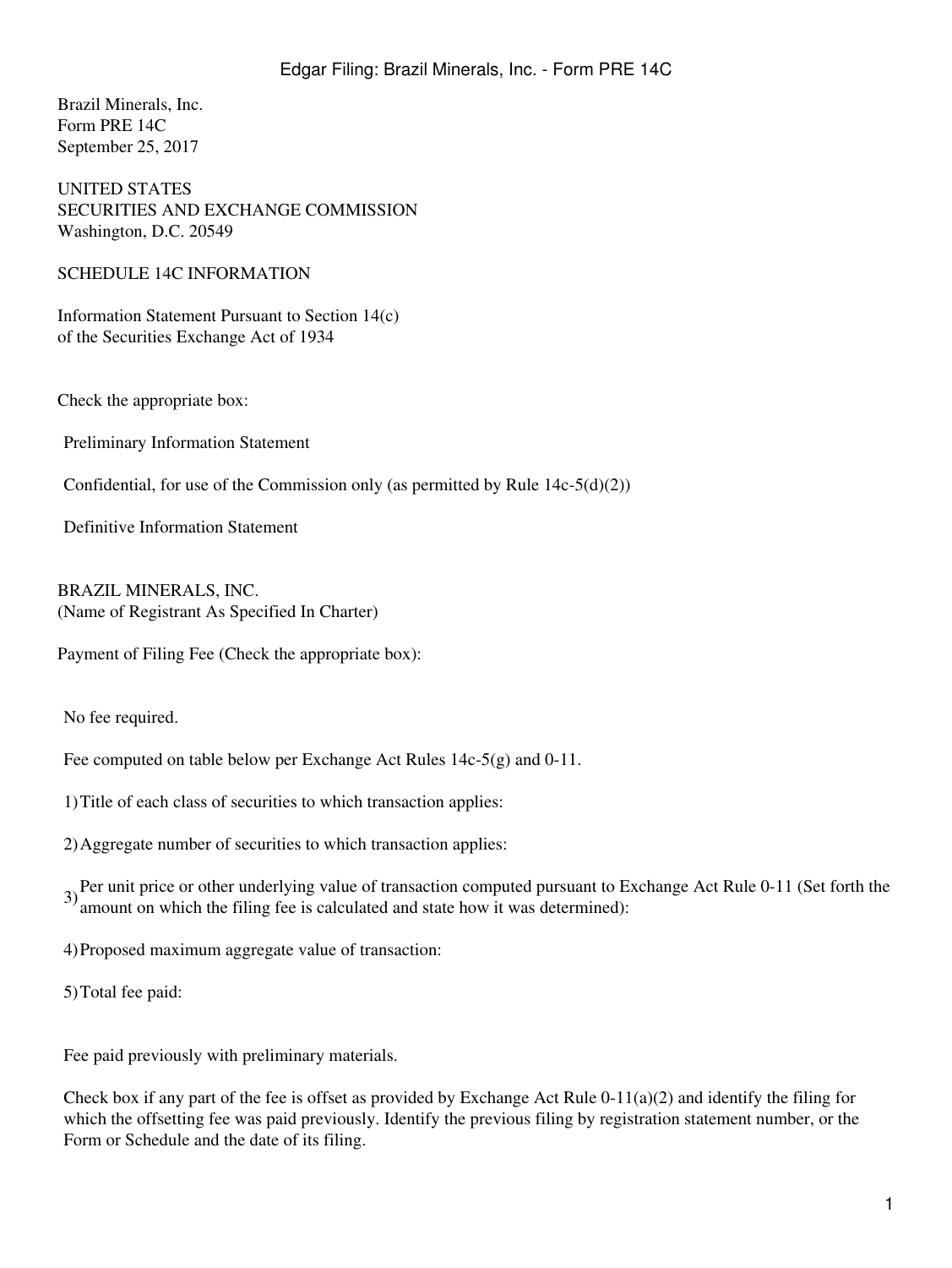Brazil Minerals, Inc.
Form PRE 14C
September 25, 2017

UNITED STATES
SECURITIES AND EXCHANGE COMMISSION
Washington, D.C. 20549

SCHEDULE 14C INFORMATION

Information Statement Pursuant to Section 14(c)
of the Securities Exchange Act of 1934

Check the appropriate box:

Preliminary Information Statement

Confidential, for use of the Commission only (as permitted by Rule 14c-5(d)(2))

Definitive Information Statement

BRAZIL MINERALS, INC.
(Name of Registrant As Specified In Charter)

Payment of Filing Fee (Check the appropriate box):

No fee required.

Fee computed on table below per Exchange Act Rules 14c-5(g) and 0-11.

1) Title of each class of securities to which transaction applies:

2) Aggregate number of securities to which transaction applies:

3) Per unit price or other underlying value of transaction computed pursuant to Exchange Act Rule 0-11 (Set forth the amount on which the filing fee is calculated and state how it was determined):

4) Proposed maximum aggregate value of transaction:

5) Total fee paid:

Fee paid previously with preliminary materials.

Check box if any part of the fee is offset as provided by Exchange Act Rule 0-11(a)(2) and identify the filing for which the offsetting fee was paid previously. Identify the previous filing by registration statement number, or the Form or Schedule and the date of its filing.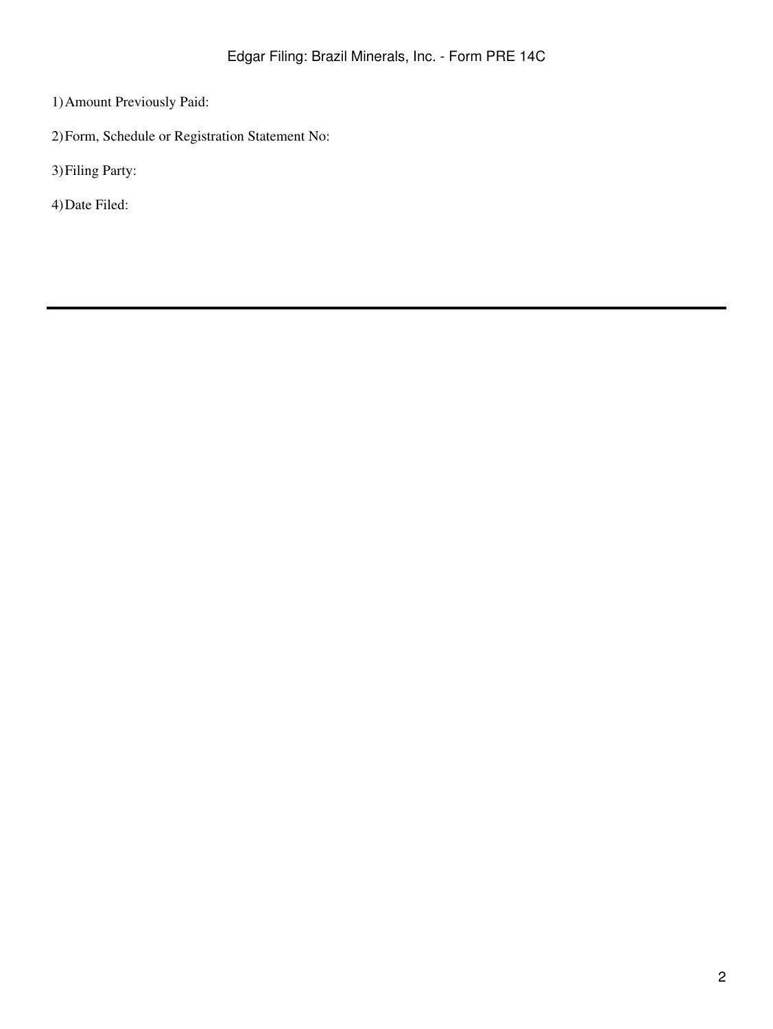1) Amount Previously Paid:

2) Form, Schedule or Registration Statement No:

3) Filing Party:

4) Date Filed:

---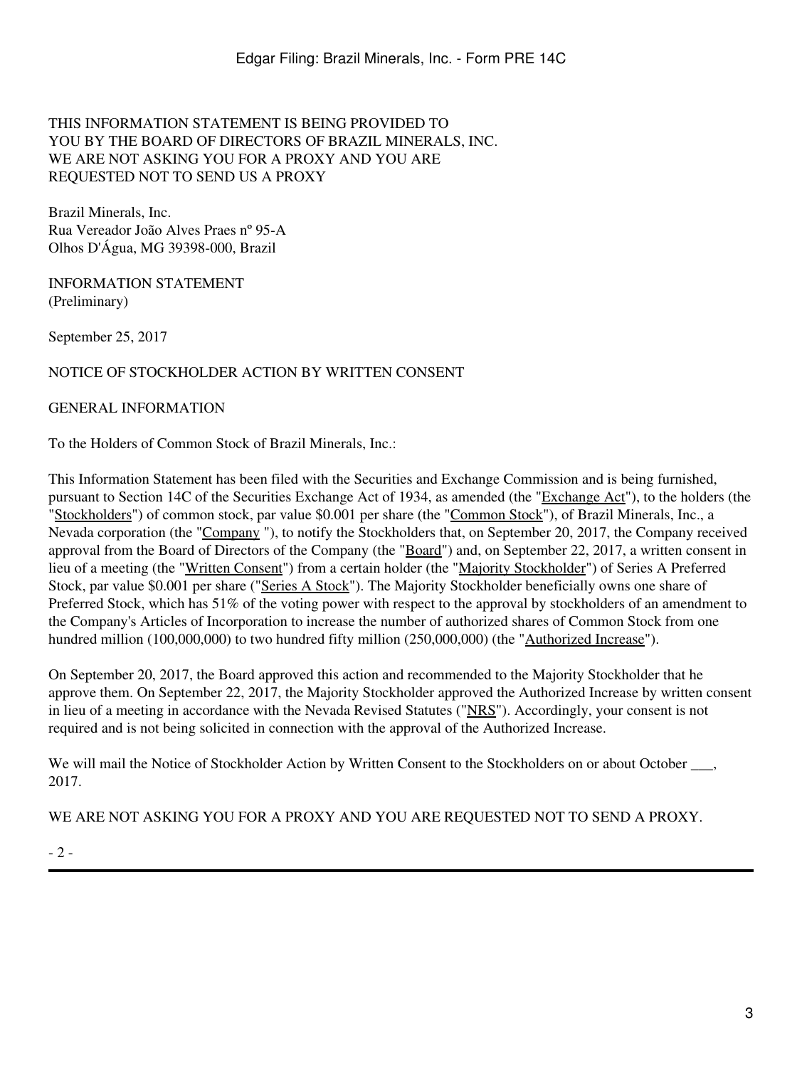THIS INFORMATION STATEMENT IS BEING PROVIDED TO YOU BY THE BOARD OF DIRECTORS OF BRAZIL MINERALS, INC. WE ARE NOT ASKING YOU FOR A PROXY AND YOU ARE REQUESTED NOT TO SEND US A PROXY

Brazil Minerals, Inc.
Rua Vereador João Alves Praes nº 95-A
Olhos D'Água, MG 39398-000, Brazil

INFORMATION STATEMENT
(Preliminary)

September 25, 2017

NOTICE OF STOCKHOLDER ACTION BY WRITTEN CONSENT

GENERAL INFORMATION

To the Holders of Common Stock of Brazil Minerals, Inc.:

This Information Statement has been filed with the Securities and Exchange Commission and is being furnished, pursuant to Section 14C of the Securities Exchange Act of 1934, as amended (the "Exchange Act"), to the holders (the "Stockholders") of common stock, par value $0.001 per share (the "Common Stock"), of Brazil Minerals, Inc., a Nevada corporation (the "Company "), to notify the Stockholders that, on September 20, 2017, the Company received approval from the Board of Directors of the Company (the "Board") and, on September 22, 2017, a written consent in lieu of a meeting (the "Written Consent") from a certain holder (the "Majority Stockholder") of Series A Preferred Stock, par value $0.001 per share ("Series A Stock"). The Majority Stockholder beneficially owns one share of Preferred Stock, which has 51% of the voting power with respect to the approval by stockholders of an amendment to the Company's Articles of Incorporation to increase the number of authorized shares of Common Stock from one hundred million (100,000,000) to two hundred fifty million (250,000,000) (the "Authorized Increase").

On September 20, 2017, the Board approved this action and recommended to the Majority Stockholder that he approve them. On September 22, 2017, the Majority Stockholder approved the Authorized Increase by written consent in lieu of a meeting in accordance with the Nevada Revised Statutes ("NRS"). Accordingly, your consent is not required and is not being solicited in connection with the approval of the Authorized Increase.

We will mail the Notice of Stockholder Action by Written Consent to the Stockholders on or about October ___, 2017.

WE ARE NOT ASKING YOU FOR A PROXY AND YOU ARE REQUESTED NOT TO SEND A PROXY.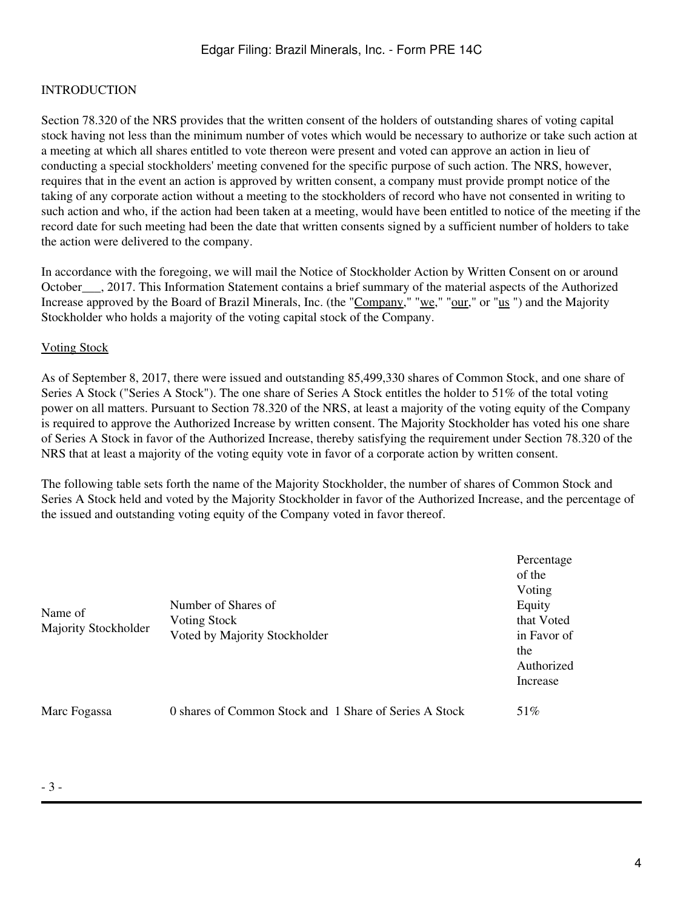INTRODUCTION

Section 78.320 of the NRS provides that the written consent of the holders of outstanding shares of voting capital stock having not less than the minimum number of votes which would be necessary to authorize or take such action at a meeting at which all shares entitled to vote thereon were present and voted can approve an action in lieu of conducting a special stockholders' meeting convened for the specific purpose of such action. The NRS, however, requires that in the event an action is approved by written consent, a company must provide prompt notice of the taking of any corporate action without a meeting to the stockholders of record who have not consented in writing to such action and who, if the action had been taken at a meeting, would have been entitled to notice of the meeting if the record date for such meeting had been the date that written consents signed by a sufficient number of holders to take the action were delivered to the company.

In accordance with the foregoing, we will mail the Notice of Stockholder Action by Written Consent on or around October___, 2017. This Information Statement contains a brief summary of the material aspects of the Authorized Increase approved by the Board of Brazil Minerals, Inc. (the "Company," "we," "our," or "us ") and the Majority Stockholder who holds a majority of the voting capital stock of the Company.

Voting Stock

As of September 8, 2017, there were issued and outstanding 85,499,330 shares of Common Stock, and one share of Series A Stock ("Series A Stock"). The one share of Series A Stock entitles the holder to 51% of the total voting power on all matters. Pursuant to Section 78.320 of the NRS, at least a majority of the voting equity of the Company is required to approve the Authorized Increase by written consent. The Majority Stockholder has voted his one share of Series A Stock in favor of the Authorized Increase, thereby satisfying the requirement under Section 78.320 of the NRS that at least a majority of the voting equity vote in favor of a corporate action by written consent.

The following table sets forth the name of the Majority Stockholder, the number of shares of Common Stock and Series A Stock held and voted by the Majority Stockholder in favor of the Authorized Increase, and the percentage of the issued and outstanding voting equity of the Company voted in favor thereof.

| Name of Majority Stockholder | Number of Shares of Voting Stock Voted by Majority Stockholder | Percentage of the Voting Equity that Voted in Favor of the Authorized Increase |
|---|---|---|
| Marc Fogassa | 0 shares of Common Stock and 1 Share of Series A Stock | 51% |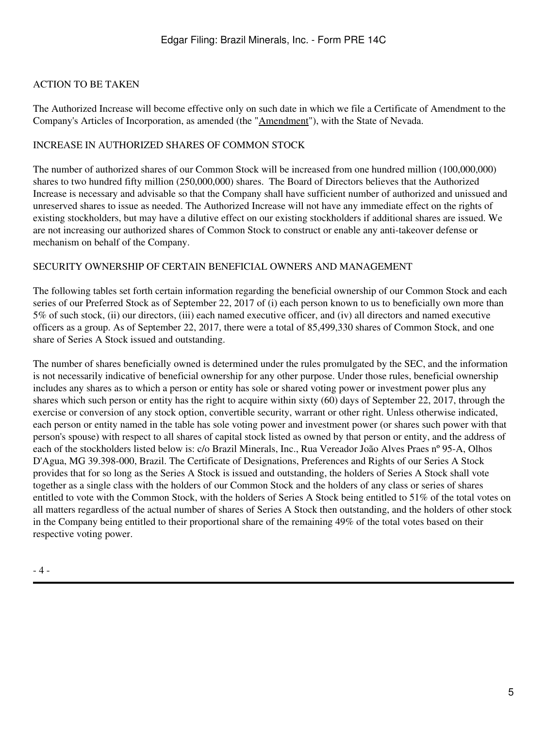## ACTION TO BE TAKEN

The Authorized Increase will become effective only on such date in which we file a Certificate of Amendment to the Company's Articles of Incorporation, as amended (the "Amendment"), with the State of Nevada.

## INCREASE IN AUTHORIZED SHARES OF COMMON STOCK

The number of authorized shares of our Common Stock will be increased from one hundred million (100,000,000) shares to two hundred fifty million (250,000,000) shares. The Board of Directors believes that the Authorized Increase is necessary and advisable so that the Company shall have sufficient number of authorized and unissued and unreserved shares to issue as needed. The Authorized Increase will not have any immediate effect on the rights of existing stockholders, but may have a dilutive effect on our existing stockholders if additional shares are issued. We are not increasing our authorized shares of Common Stock to construct or enable any anti-takeover defense or mechanism on behalf of the Company.

## SECURITY OWNERSHIP OF CERTAIN BENEFICIAL OWNERS AND MANAGEMENT

The following tables set forth certain information regarding the beneficial ownership of our Common Stock and each series of our Preferred Stock as of September 22, 2017 of (i) each person known to us to beneficially own more than 5% of such stock, (ii) our directors, (iii) each named executive officer, and (iv) all directors and named executive officers as a group. As of September 22, 2017, there were a total of 85,499,330 shares of Common Stock, and one share of Series A Stock issued and outstanding.

The number of shares beneficially owned is determined under the rules promulgated by the SEC, and the information is not necessarily indicative of beneficial ownership for any other purpose. Under those rules, beneficial ownership includes any shares as to which a person or entity has sole or shared voting power or investment power plus any shares which such person or entity has the right to acquire within sixty (60) days of September 22, 2017, through the exercise or conversion of any stock option, convertible security, warrant or other right. Unless otherwise indicated, each person or entity named in the table has sole voting power and investment power (or shares such power with that person's spouse) with respect to all shares of capital stock listed as owned by that person or entity, and the address of each of the stockholders listed below is: c/o Brazil Minerals, Inc., Rua Vereador João Alves Praes nº 95-A, Olhos D'Agua, MG 39.398-000, Brazil. The Certificate of Designations, Preferences and Rights of our Series A Stock provides that for so long as the Series A Stock is issued and outstanding, the holders of Series A Stock shall vote together as a single class with the holders of our Common Stock and the holders of any class or series of shares entitled to vote with the Common Stock, with the holders of Series A Stock being entitled to 51% of the total votes on all matters regardless of the actual number of shares of Series A Stock then outstanding, and the holders of other stock in the Company being entitled to their proportional share of the remaining 49% of the total votes based on their respective voting power.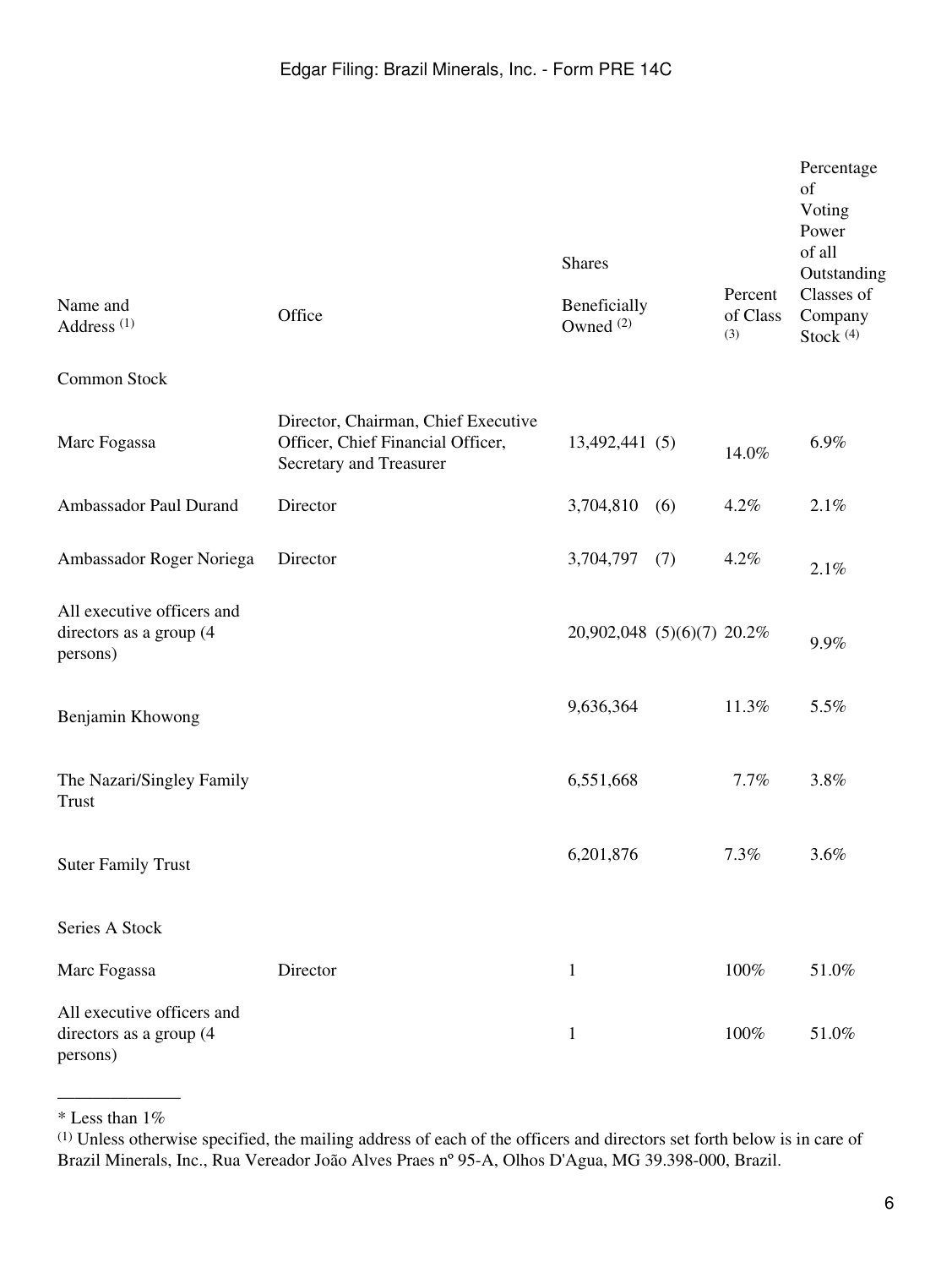| Name and Address [1] | Office | Shares Beneficially Owned [2] | | Percent of Class [3] | Percentage of Voting Power of all Outstanding Classes of Company Stock [4] |
|---|---|---|---|---|---|
| Common Stock | | | | | |
| Marc Fogassa | Director, Chairman, Chief Executive Officer, Chief Financial Officer, Secretary and Treasurer | 13,492,441 | (5) | 14.0% | 6.9% |
| Ambassador Paul Durand | Director | 3,704,810 | (6) | 4.2% | 2.1% |
| Ambassador Roger Noriega | Director | 3,704,797 | (7) | 4.2% | 2.1% |
| All executive officers and directors as a group (4 persons) | | 20,902,048 | (5)(6)(7) | 20.2% | 9.9% |
| Benjamin Khowong | | 9,636,364 | | 11.3% | 5.5% |
| The Nazari/Singley Family Trust | | 6,551,668 | | 7.7% | 3.8% |
| Suter Family Trust | | 6,201,876 | | 7.3% | 3.6% |
| Series A Stock | | | | | |
| Marc Fogassa | Director | 1 | | 100% | 51.0% |
| All executive officers and directors as a group (4 persons) | | 1 | | 100% | 51.0% |

______________

* Less than 1%

[1] Unless otherwise specified, the mailing address of each of the officers and directors set forth below is in care of Brazil Minerals, Inc., Rua Vereador João Alves Praes nº 95-A, Olhos D'Agua, MG 39.398-000, Brazil.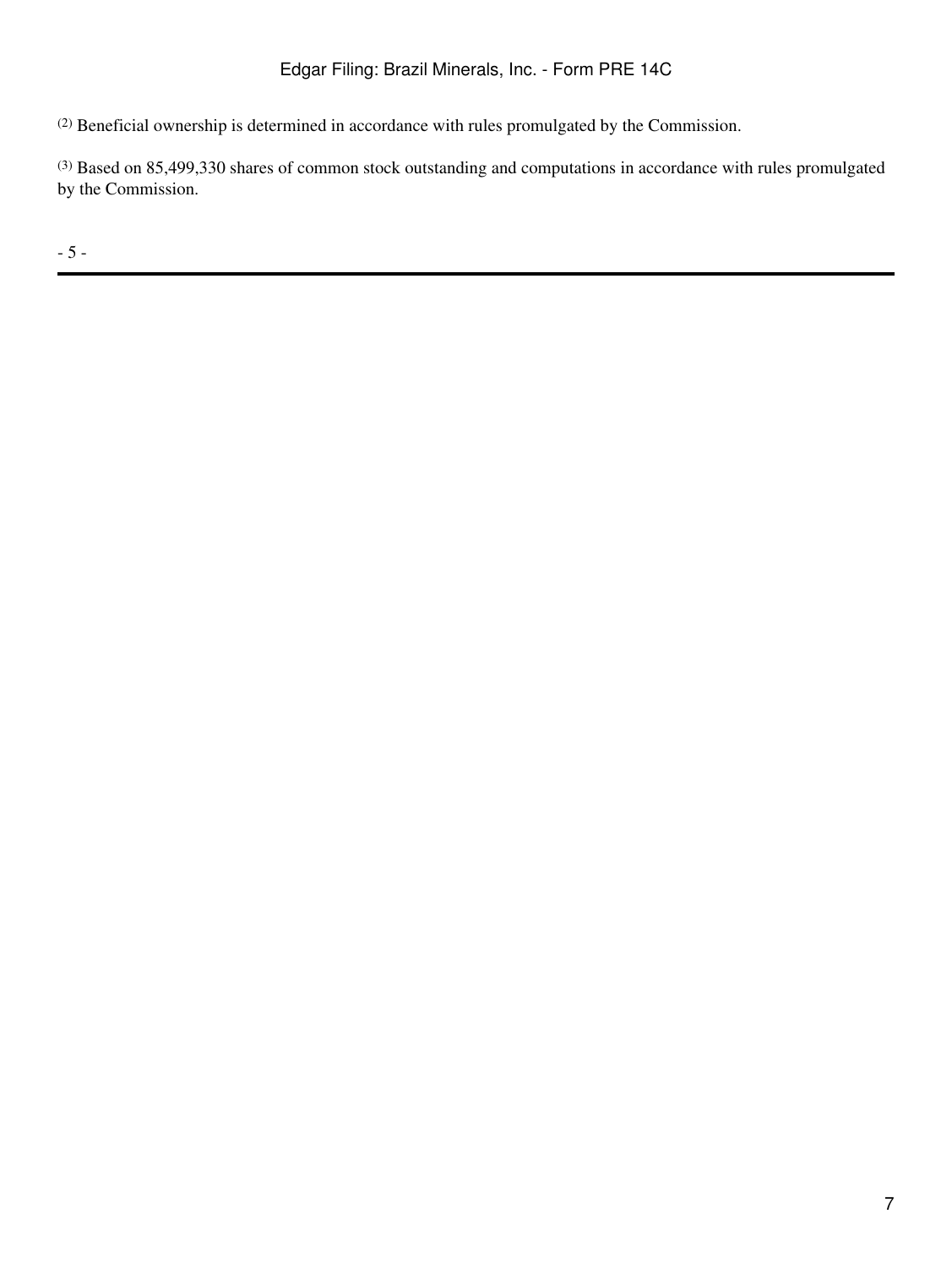[2] Beneficial ownership is determined in accordance with rules promulgated by the Commission.

[3] Based on 85,499,330 shares of common stock outstanding and computations in accordance with rules promulgated by the Commission.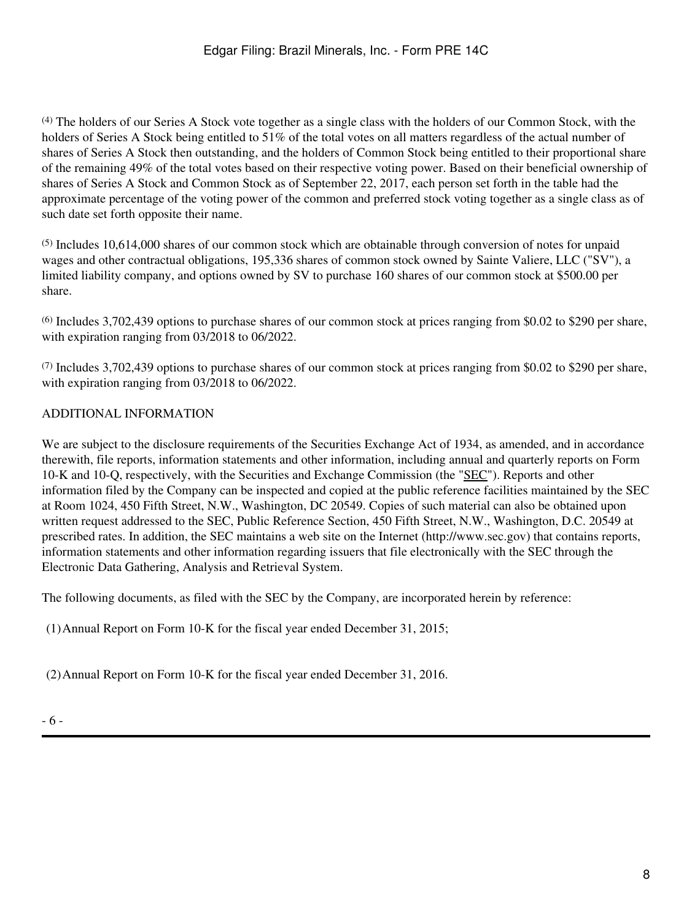[4] The holders of our Series A Stock vote together as a single class with the holders of our Common Stock, with the holders of Series A Stock being entitled to 51% of the total votes on all matters regardless of the actual number of shares of Series A Stock then outstanding, and the holders of Common Stock being entitled to their proportional share of the remaining 49% of the total votes based on their respective voting power. Based on their beneficial ownership of shares of Series A Stock and Common Stock as of September 22, 2017, each person set forth in the table had the approximate percentage of the voting power of the common and preferred stock voting together as a single class as of such date set forth opposite their name.

[5] Includes 10,614,000 shares of our common stock which are obtainable through conversion of notes for unpaid wages and other contractual obligations, 195,336 shares of common stock owned by Sainte Valiere, LLC ("SV"), a limited liability company, and options owned by SV to purchase 160 shares of our common stock at $500.00 per share.

[6] Includes 3,702,439 options to purchase shares of our common stock at prices ranging from $0.02 to $290 per share, with expiration ranging from 03/2018 to 06/2022.

[7] Includes 3,702,439 options to purchase shares of our common stock at prices ranging from $0.02 to $290 per share, with expiration ranging from 03/2018 to 06/2022.

## ADDITIONAL INFORMATION

We are subject to the disclosure requirements of the Securities Exchange Act of 1934, as amended, and in accordance therewith, file reports, information statements and other information, including annual and quarterly reports on Form 10-K and 10-Q, respectively, with the Securities and Exchange Commission (the "SEC"). Reports and other information filed by the Company can be inspected and copied at the public reference facilities maintained by the SEC at Room 1024, 450 Fifth Street, N.W., Washington, DC 20549. Copies of such material can also be obtained upon written request addressed to the SEC, Public Reference Section, 450 Fifth Street, N.W., Washington, D.C. 20549 at prescribed rates. In addition, the SEC maintains a web site on the Internet (http://www.sec.gov) that contains reports, information statements and other information regarding issuers that file electronically with the SEC through the Electronic Data Gathering, Analysis and Retrieval System.

The following documents, as filed with the SEC by the Company, are incorporated herein by reference:

(1) Annual Report on Form 10-K for the fiscal year ended December 31, 2015;

(2) Annual Report on Form 10-K for the fiscal year ended December 31, 2016.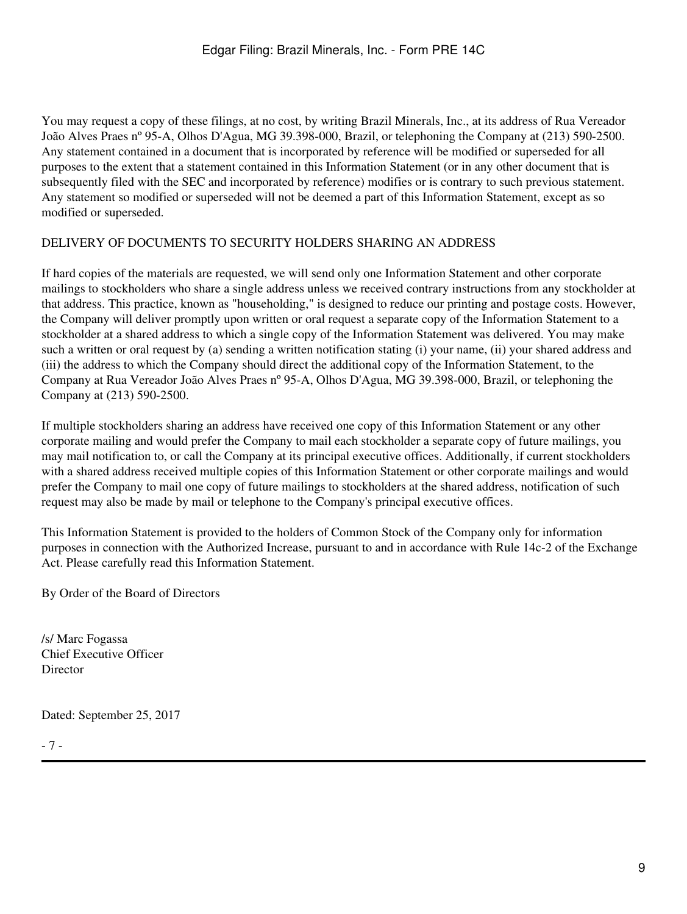You may request a copy of these filings, at no cost, by writing Brazil Minerals, Inc., at its address of Rua Vereador João Alves Praes nº 95-A, Olhos D'Agua, MG 39.398-000, Brazil, or telephoning the Company at (213) 590-2500. Any statement contained in a document that is incorporated by reference will be modified or superseded for all purposes to the extent that a statement contained in this Information Statement (or in any other document that is subsequently filed with the SEC and incorporated by reference) modifies or is contrary to such previous statement. Any statement so modified or superseded will not be deemed a part of this Information Statement, except as so modified or superseded.

## DELIVERY OF DOCUMENTS TO SECURITY HOLDERS SHARING AN ADDRESS

If hard copies of the materials are requested, we will send only one Information Statement and other corporate mailings to stockholders who share a single address unless we received contrary instructions from any stockholder at that address. This practice, known as "householding," is designed to reduce our printing and postage costs. However, the Company will deliver promptly upon written or oral request a separate copy of the Information Statement to a stockholder at a shared address to which a single copy of the Information Statement was delivered. You may make such a written or oral request by (a) sending a written notification stating (i) your name, (ii) your shared address and (iii) the address to which the Company should direct the additional copy of the Information Statement, to the Company at Rua Vereador João Alves Praes nº 95-A, Olhos D'Agua, MG 39.398-000, Brazil, or telephoning the Company at (213) 590-2500.

If multiple stockholders sharing an address have received one copy of this Information Statement or any other corporate mailing and would prefer the Company to mail each stockholder a separate copy of future mailings, you may mail notification to, or call the Company at its principal executive offices. Additionally, if current stockholders with a shared address received multiple copies of this Information Statement or other corporate mailings and would prefer the Company to mail one copy of future mailings to stockholders at the shared address, notification of such request may also be made by mail or telephone to the Company's principal executive offices.

This Information Statement is provided to the holders of Common Stock of the Company only for information purposes in connection with the Authorized Increase, pursuant to and in accordance with Rule 14c-2 of the Exchange Act. Please carefully read this Information Statement.

By Order of the Board of Directors

/s/ Marc Fogassa
Chief Executive Officer
Director

Dated: September 25, 2017